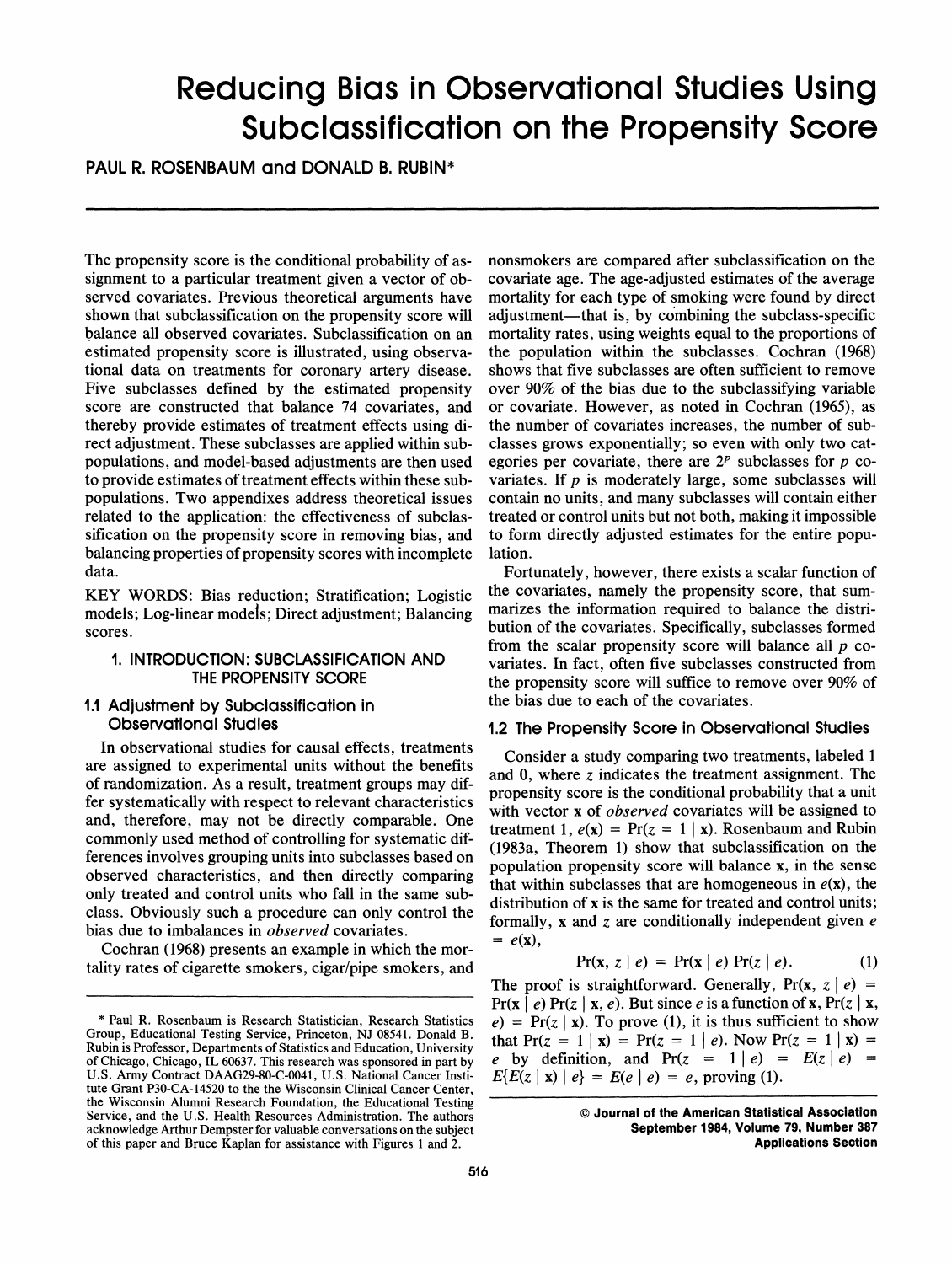// Reducing Bias in Observational Studies Using Subclassification on the Propensity Score

# Reducing Bias in Observational Studies Using Subclassification on the Propensity Score

PAUL R. ROSENBAUM and DONALD B. RUBIN*

The propensity score is the conditional probability of assignment to a particular treatment given a vector of observed covariates. Previous theoretical arguments have shown that subclassification on the propensity score will balance all observed covariates. Subclassification on an estimated propensity score is illustrated, using observational data on treatments for coronary artery disease. Five subclasses defined by the estimated propensity score are constructed that balance 74 covariates, and thereby provide estimates of treatment effects using direct adjustment. These subclasses are applied within subpopulations, and model-based adjustments are then used to provide estimates of treatment effects within these subpopulations. Two appendixes address theoretical issues related to the application: the effectiveness of subclassification on the propensity score in removing bias, and balancing properties of propensity scores with incomplete data.

KEY WORDS: Bias reduction; Stratification; Logistic models; Log-linear models; Direct adjustment; Balancing scores.

## 1. INTRODUCTION: SUBCLASSIFICATION AND THE PROPENSITY SCORE

### 1.1 Adjustment by Subclassification in Observational Studies

In observational studies for causal effects, treatments are assigned to experimental units without the benefits of randomization. As a result, treatment groups may differ systematically with respect to relevant characteristics and, therefore, may not be directly comparable. One commonly used method of controlling for systematic differences involves grouping units into subclasses based on observed characteristics, and then directly comparing only treated and control units who fall in the same subclass. Obviously such a procedure can only control the bias due to imbalances in *observed* covariates.

Cochran (1968) presents an example in which the mortality rates of cigarette smokers, cigar/pipe smokers, and nonsmokers are compared after subclassification on the covariate age. The age-adjusted estimates of the average mortality for each type of smoking were found by direct adjustment—that is, by combining the subclass-specific mortality rates, using weights equal to the proportions of the population within the subclasses. Cochran (1968) shows that five subclasses are often sufficient to remove over 90% of the bias due to the subclassifying variable or covariate. However, as noted in Cochran (1965), as the number of covariates increases, the number of subclasses grows exponentially; so even with only two categories per covariate, there are $2^p$ subclasses for $p$ covariates. If $p$ is moderately large, some subclasses will contain no units, and many subclasses will contain either treated or control units but not both, making it impossible to form directly adjusted estimates for the entire population.

Fortunately, however, there exists a scalar function of the covariates, namely the propensity score, that summarizes the information required to balance the distribution of the covariates. Specifically, subclasses formed from the scalar propensity score will balance all $p$ covariates. In fact, often five subclasses constructed from the propensity score will suffice to remove over 90% of the bias due to each of the covariates.

### 1.2 The Propensity Score in Observational Studies

Consider a study comparing two treatments, labeled 1 and 0, where $z$ indicates the treatment assignment. The propensity score is the conditional probability that a unit with vector $\mathbf{x}$ of *observed* covariates will be assigned to treatment 1, $e(\mathbf{x}) = \Pr(z = 1 \mid \mathbf{x})$. Rosenbaum and Rubin (1983a, Theorem 1) show that subclassification on the population propensity score will balance $\mathbf{x}$, in the sense that within subclasses that are homogeneous in $e(\mathbf{x})$, the distribution of $\mathbf{x}$ is the same for treated and control units; formally, $\mathbf{x}$ and $z$ are conditionally independent given $e = e(\mathbf{x})$,

$$\Pr(\mathbf{x}, z \mid e) = \Pr(\mathbf{x} \mid e) \Pr(z \mid e). \tag{1}$$

The proof is straightforward. Generally, $\Pr(\mathbf{x}, z \mid e) = \Pr(\mathbf{x} \mid e) \Pr(z \mid \mathbf{x}, e)$. But since $e$ is a function of $\mathbf{x}$, $\Pr(z \mid \mathbf{x}, e) = \Pr(z \mid \mathbf{x})$. To prove (1), it is thus sufficient to show that $\Pr(z = 1 \mid \mathbf{x}) = \Pr(z = 1 \mid e)$. Now $\Pr(z = 1 \mid \mathbf{x}) = e$ by definition, and $\Pr(z = 1 \mid e) = E(z \mid e) = E\{E(z \mid \mathbf{x}) \mid e\} = E(e \mid e) = e$, proving (1).

\* Paul R. Rosenbaum is Research Statistician, Research Statistics Group, Educational Testing Service, Princeton, NJ 08541. Donald B. Rubin is Professor, Departments of Statistics and Education, University of Chicago, Chicago, IL 60637. This research was sponsored in part by U.S. Army Contract DAAG29-80-C-0041, U.S. National Cancer Institute Grant P30-CA-14520 to the the Wisconsin Clinical Cancer Center, the Wisconsin Alumni Research Foundation, the Educational Testing Service, and the U.S. Health Resources Administration. The authors acknowledge Arthur Dempster for valuable conversations on the subject of this paper and Bruce Kaplan for assistance with Figures 1 and 2.

© Journal of the American Statistical Association
September 1984, Volume 79, Number 387
Applications Section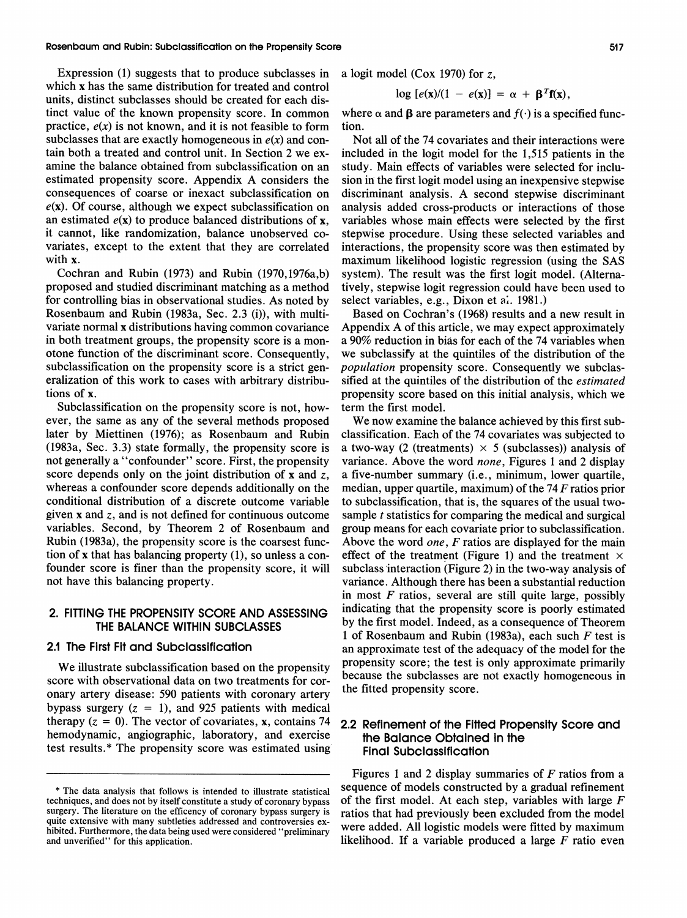Expression (1) suggests that to produce subclasses in which $\mathbf{x}$ has the same distribution for treated and control units, distinct subclasses should be created for each distinct value of the known propensity score. In common practice, $e(x)$ is not known, and it is not feasible to form subclasses that are exactly homogeneous in $e(x)$ and contain both a treated and control unit. In Section 2 we examine the balance obtained from subclassification on an estimated propensity score. Appendix A considers the consequences of coarse or inexact subclassification on $e(\mathbf{x})$. Of course, although we expect subclassification on an estimated $e(\mathbf{x})$ to produce balanced distributions of $\mathbf{x}$, it cannot, like randomization, balance unobserved covariates, except to the extent that they are correlated with $\mathbf{x}$.

Cochran and Rubin (1973) and Rubin (1970,1976a,b) proposed and studied discriminant matching as a method for controlling bias in observational studies. As noted by Rosenbaum and Rubin (1983a, Sec. 2.3 (i)), with multivariate normal $\mathbf{x}$ distributions having common covariance in both treatment groups, the propensity score is a monotone function of the discriminant score. Consequently, subclassification on the propensity score is a strict generalization of this work to cases with arbitrary distributions of $\mathbf{x}$.

Subclassification on the propensity score is not, however, the same as any of the several methods proposed later by Miettinen (1976); as Rosenbaum and Rubin (1983a, Sec. 3.3) state formally, the propensity score is not generally a "confounder" score. First, the propensity score depends only on the joint distribution of $\mathbf{x}$ and $z$, whereas a confounder score depends additionally on the conditional distribution of a discrete outcome variable given $\mathbf{x}$ and $z$, and is not defined for continuous outcome variables. Second, by Theorem 2 of Rosenbaum and Rubin (1983a), the propensity score is the coarsest function of $\mathbf{x}$ that has balancing property (1), so unless a confounder score is finer than the propensity score, it will not have this balancing property.

## 2. FITTING THE PROPENSITY SCORE AND ASSESSING THE BALANCE WITHIN SUBCLASSES

### 2.1 The First Fit and Subclassification

We illustrate subclassification based on the propensity score with observational data on two treatments for coronary artery disease: 590 patients with coronary artery bypass surgery ($z = 1$), and 925 patients with medical therapy ($z = 0$). The vector of covariates, $\mathbf{x}$, contains 74 hemodynamic, angiographic, laboratory, and exercise test results.* The propensity score was estimated using a logit model (Cox 1970) for $z$,

$$\log\,[e(\mathbf{x})/(1 - e(\mathbf{x})] = \alpha + \boldsymbol{\beta}^T\mathbf{f}(\mathbf{x}),$$

where $\alpha$ and $\boldsymbol{\beta}$ are parameters and $f(\cdot)$ is a specified function.

Not all of the 74 covariates and their interactions were included in the logit model for the 1,515 patients in the study. Main effects of variables were selected for inclusion in the first logit model using an inexpensive stepwise discriminant analysis. A second stepwise discriminant analysis added cross-products or interactions of those variables whose main effects were selected by the first stepwise procedure. Using these selected variables and interactions, the propensity score was then estimated by maximum likelihood logistic regression (using the SAS system). The result was the first logit model. (Alternatively, stepwise logit regression could have been used to select variables, e.g., Dixon et al. 1981.)

Based on Cochran's (1968) results and a new result in Appendix A of this article, we may expect approximately a 90% reduction in bias for each of the 74 variables when we subclassify at the quintiles of the distribution of the *population* propensity score. Consequently we subclassified at the quintiles of the distribution of the *estimated* propensity score based on this initial analysis, which we term the first model.

We now examine the balance achieved by this first subclassification. Each of the 74 covariates was subjected to a two-way (2 (treatments) × 5 (subclasses)) analysis of variance. Above the word *none*, Figures 1 and 2 display a five-number summary (i.e., minimum, lower quartile, median, upper quartile, maximum) of the 74 $F$ ratios prior to subclassification, that is, the squares of the usual two-sample $t$ statistics for comparing the medical and surgical group means for each covariate prior to subclassification. Above the word *one*, $F$ ratios are displayed for the main effect of the treatment (Figure 1) and the treatment × subclass interaction (Figure 2) in the two-way analysis of variance. Although there has been a substantial reduction in most $F$ ratios, several are still quite large, possibly indicating that the propensity score is poorly estimated by the first model. Indeed, as a consequence of Theorem 1 of Rosenbaum and Rubin (1983a), each such $F$ test is an approximate test of the adequacy of the model for the propensity score; the test is only approximate primarily because the subclasses are not exactly homogeneous in the fitted propensity score.

### 2.2 Refinement of the Fitted Propensity Score and the Balance Obtained in the Final Subclassification

Figures 1 and 2 display summaries of $F$ ratios from a sequence of models constructed by a gradual refinement of the first model. At each step, variables with large $F$ ratios that had previously been excluded from the model were added. All logistic models were fitted by maximum likelihood. If a variable produced a large $F$ ratio even

* The data analysis that follows is intended to illustrate statistical techniques, and does not by itself constitute a study of coronary bypass surgery. The literature on the efficency of coronary bypass surgery is quite extensive with many subtleties addressed and controversies exhibited. Furthermore, the data being used were considered "preliminary and unverified" for this application.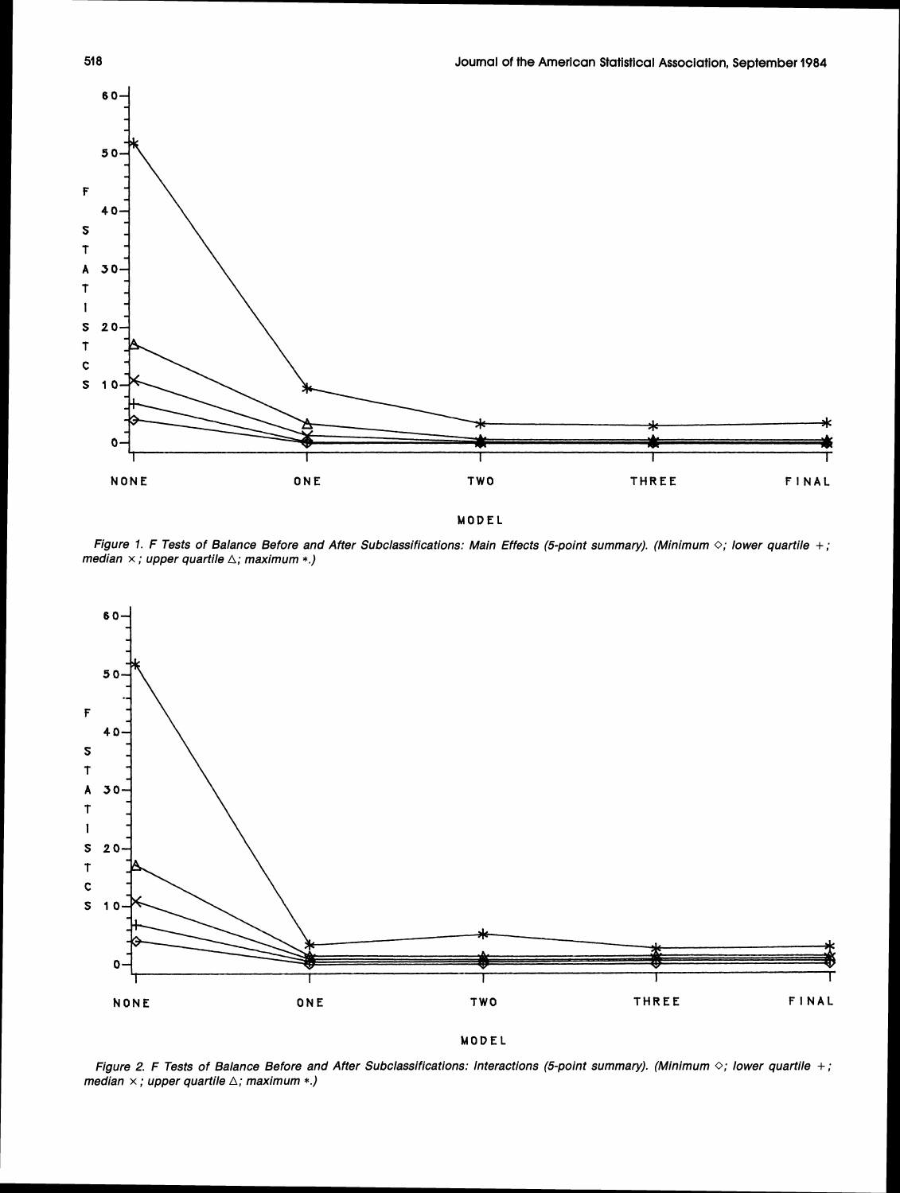Figure 1. F Tests of Balance Before and After Subclassifications: Main Effects (5-point summary). (Minimum ◇; lower quartile +; median ×; upper quartile △; maximum *.)

Figure 2. F Tests of Balance Before and After Subclassifications: Interactions (5-point summary). (Minimum ◇; lower quartile +; median ×; upper quartile △; maximum *.)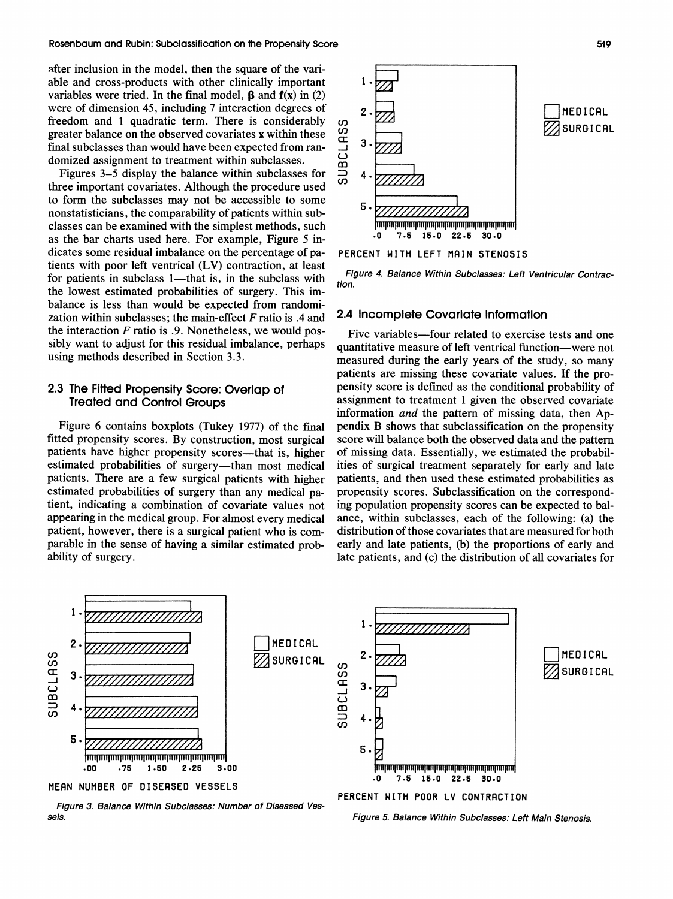after inclusion in the model, then the square of the variable and cross-products with other clinically important variables were tried. In the final model, $\boldsymbol{\beta}$ and $\mathbf{f}(\mathbf{x})$ in (2) were of dimension 45, including 7 interaction degrees of freedom and 1 quadratic term. There is considerably greater balance on the observed covariates $\mathbf{x}$ within these final subclasses than would have been expected from randomized assignment to treatment within subclasses.

Figures 3–5 display the balance within subclasses for three important covariates. Although the procedure used to form the subclasses may not be accessible to some nonstatisticians, the comparability of patients within subclasses can be examined with the simplest methods, such as the bar charts used here. For example, Figure 5 indicates some residual imbalance on the percentage of patients with poor left ventrical (LV) contraction, at least for patients in subclass 1—that is, in the subclass with the lowest estimated probabilities of surgery. This imbalance is less than would be expected from randomization within subclasses; the main-effect $F$ ratio is .4 and the interaction $F$ ratio is .9. Nonetheless, we would possibly want to adjust for this residual imbalance, perhaps using methods described in Section 3.3.

## 2.3 The Fitted Propensity Score: Overlap of Treated and Control Groups

Figure 6 contains boxplots (Tukey 1977) of the final fitted propensity scores. By construction, most surgical patients have higher propensity scores—that is, higher estimated probabilities of surgery—than most medical patients. There are a few surgical patients with higher estimated probabilities of surgery than any medical patient, indicating a combination of covariate values not appearing in the medical group. For almost every medical patient, however, there is a surgical patient who is comparable in the sense of having a similar estimated probability of surgery.

*Figure 4. Balance Within Subclasses: Left Ventricular Contraction.*

## 2.4 Incomplete Covariate Information

Five variables—four related to exercise tests and one quantitative measure of left ventrical function—were not measured during the early years of the study, so many patients are missing these covariate values. If the propensity score is defined as the conditional probability of assignment to treatment 1 given the observed covariate information *and* the pattern of missing data, then Appendix B shows that subclassification on the propensity score will balance both the observed data and the pattern of missing data. Essentially, we estimated the probabilities of surgical treatment separately for early and late patients, and then used these estimated probabilities as propensity scores. Subclassification on the corresponding population propensity scores can be expected to balance, within subclasses, each of the following: (a) the distribution of those covariates that are measured for both early and late patients, (b) the proportions of early and late patients, and (c) the distribution of all covariates for

*Figure 3. Balance Within Subclasses: Number of Diseased Vessels.*

*Figure 5. Balance Within Subclasses: Left Main Stenosis.*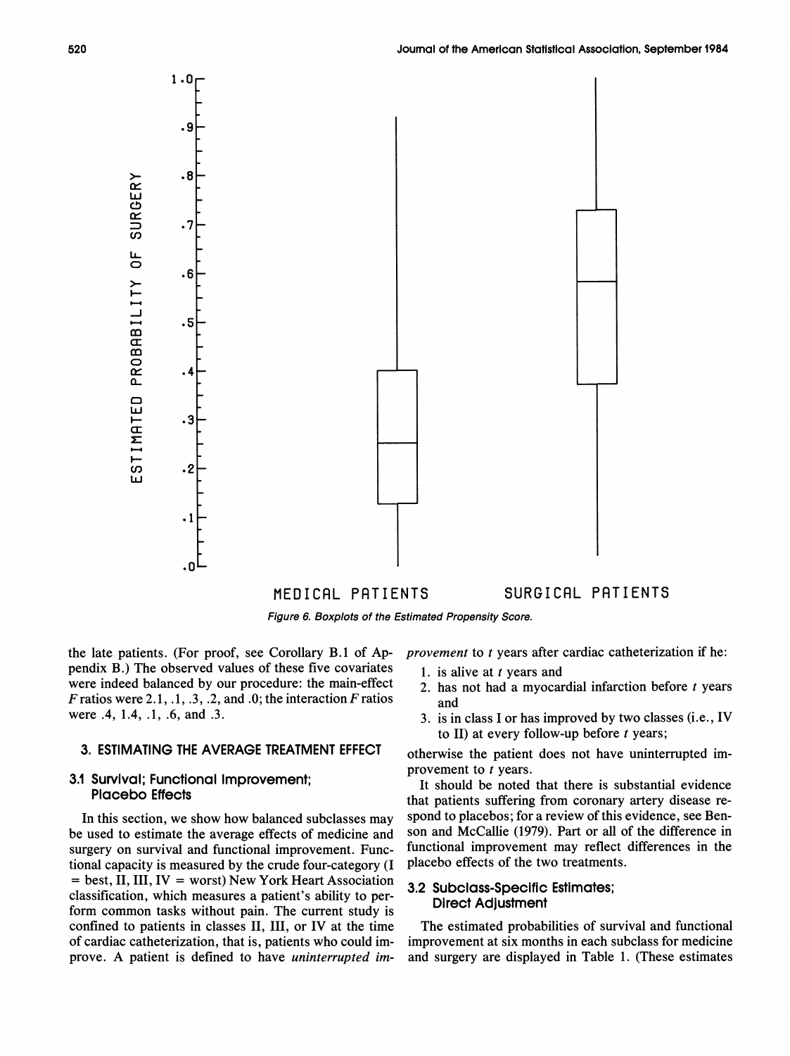Figure 6. Boxplots of the Estimated Propensity Score.

the late patients. (For proof, see Corollary B.1 of Appendix B.) The observed values of these five covariates were indeed balanced by our procedure: the main-effect $F$ ratios were 2.1, .1, .3, .2, and .0; the interaction $F$ ratios were .4, 1.4, .1, .6, and .3.

## 3. ESTIMATING THE AVERAGE TREATMENT EFFECT

### 3.1 Survival; Functional Improvement; Placebo Effects

In this section, we show how balanced subclasses may be used to estimate the average effects of medicine and surgery on survival and functional improvement. Functional capacity is measured by the crude four-category (I = best, II, III, IV = worst) New York Heart Association classification, which measures a patient's ability to perform common tasks without pain. The current study is confined to patients in classes II, III, or IV at the time of cardiac catheterization, that is, patients who could improve. A patient is defined to have *uninterrupted improvement* to $t$ years after cardiac catheterization if he:

1. is alive at $t$ years and
2. has not had a myocardial infarction before $t$ years and
3. is in class I or has improved by two classes (i.e., IV to II) at every follow-up before $t$ years;

otherwise the patient does not have uninterrupted improvement to $t$ years.

It should be noted that there is substantial evidence that patients suffering from coronary artery disease respond to placebos; for a review of this evidence, see Benson and McCallie (1979). Part or all of the difference in functional improvement may reflect differences in the placebo effects of the two treatments.

### 3.2 Subclass-Specific Estimates; Direct Adjustment

The estimated probabilities of survival and functional improvement at six months in each subclass for medicine and surgery are displayed in Table 1. (These estimates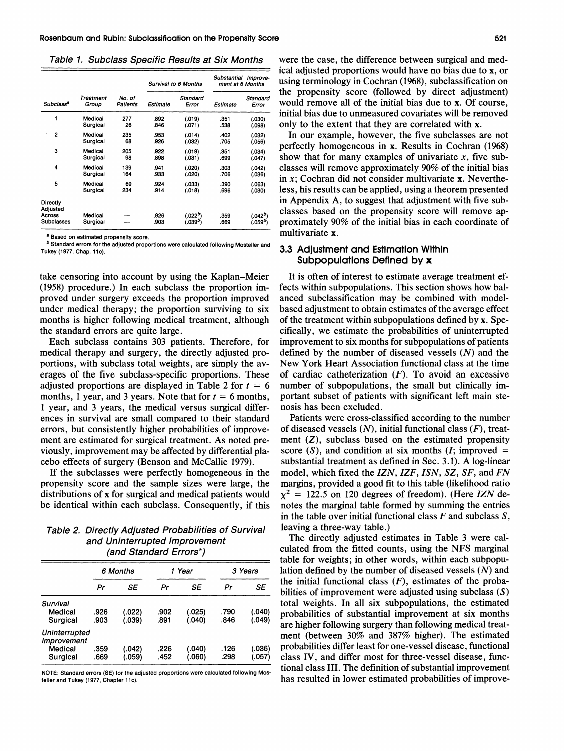Table 1. Subclass Specific Results at Six Months

| Subclass[a] | Treatment Group | No. of Patients | Survival to 6 Months | | Substantial Improvement at 6 Months | |
|---|---|---|---|---|---|---|
| | | | Estimate | Standard Error | Estimate | Standard Error |
| 1 | Medical | 277 | .892 | (.019) | .351 | (.030) |
| | Surgical | 26 | .846 | (.071) | .538 | (.098) |
| 2 | Medical | 235 | .953 | (.014) | .402 | (.032) |
| | Surgical | 68 | .926 | (.032) | .705 | (.056) |
| 3 | Medical | 205 | .922 | (.019) | .351 | (.034) |
| | Surgical | 98 | .898 | (.031) | .699 | (.047) |
| 4 | Medical | 139 | .941 | (.020) | .303 | (.042) |
| | Surgical | 164 | .933 | (.020) | .706 | (.036) |
| 5 | Medical | 69 | .924 | (.033) | .390 | (.063) |
| | Surgical | 234 | .914 | (.018) | .696 | (.030) |
| Directly Adjusted Across Subclasses | Medical | — | .926 | (.022[b]) | .359 | (.042[b]) |
| | Surgical | — | .903 | (.039[b]) | .669 | (.059[b]) |

[a] Based on estimated propensity score.

[b] Standard errors for the adjusted proportions were calculated following Mosteller and Tukey (1977, Chap. 11c).

take censoring into account by using the Kaplan–Meier (1958) procedure.) In each subclass the proportion improved under surgery exceeds the proportion improved under medical therapy; the proportion surviving to six months is higher following medical treatment, although the standard errors are quite large.

Each subclass contains 303 patients. Therefore, for medical therapy and surgery, the directly adjusted proportions, with subclass total weights, are simply the averages of the five subclass-specific proportions. These adjusted proportions are displayed in Table 2 for $t = 6$ months, 1 year, and 3 years. Note that for $t = 6$ months, 1 year, and 3 years, the medical versus surgical differences in survival are small compared to their standard errors, but consistently higher probabilities of improvement are estimated for surgical treatment. As noted previously, improvement may be affected by differential placebo effects of surgery (Benson and McCallie 1979).

If the subclasses were perfectly homogeneous in the propensity score and the sample sizes were large, the distributions of **x** for surgical and medical patients would be identical within each subclass. Consequently, if this

Table 2. Directly Adjusted Probabilities of Survival and Uninterrupted Improvement (and Standard Errors*)

| | 6 Months | | 1 Year | | 3 Years | |
|---|---|---|---|---|---|---|
| | Pr | SE | Pr | SE | Pr | SE |
| *Survival* | | | | | | |
| Medical | .926 | (.022) | .902 | (.025) | .790 | (.040) |
| Surgical | .903 | (.039) | .891 | (.040) | .846 | (.049) |
| *Uninterrupted Improvement* | | | | | | |
| Medical | .359 | (.042) | .226 | (.040) | .126 | (.036) |
| Surgical | .669 | (.059) | .452 | (.060) | .298 | (.057) |

NOTE: Standard errors (SE) for the adjusted proportions were calculated following Mosteller and Tukey (1977, Chapter 11c).

were the case, the difference between surgical and medical adjusted proportions would have no bias due to **x**, or using terminology in Cochran (1968), subclassification on the propensity score (followed by direct adjustment) would remove all of the initial bias due to **x**. Of course, initial bias due to unmeasured covariates will be removed only to the extent that they are correlated with **x**.

In our example, however, the five subclasses are not perfectly homogeneous in **x**. Results in Cochran (1968) show that for many examples of univariate $x$, five subclasses will remove approximately 90% of the initial bias in $x$; Cochran did not consider multivariate **x**. Nevertheless, his results can be applied, using a theorem presented in Appendix A, to suggest that adjustment with five subclasses based on the propensity score will remove approximately 90% of the initial bias in each coordinate of multivariate **x**.

### 3.3 Adjustment and Estimation Within Subpopulations Defined by x

It is often of interest to estimate average treatment effects within subpopulations. This section shows how balanced subclassification may be combined with model-based adjustment to obtain estimates of the average effect of the treatment within subpopulations defined by **x**. Specifically, we estimate the probabilities of uninterrupted improvement to six months for subpopulations of patients defined by the number of diseased vessels ($N$) and the New York Heart Association functional class at the time of cardiac catheterization ($F$). To avoid an excessive number of subpopulations, the small but clinically important subset of patients with significant left main stenosis has been excluded.

Patients were cross-classified according to the number of diseased vessels ($N$), initial functional class ($F$), treatment ($Z$), subclass based on the estimated propensity score ($S$), and condition at six months ($I$; improved = substantial treatment as defined in Sec. 3.1). A log-linear model, which fixed the $IZN$, $IZF$, $ISN$, $SZ$, $SF$, and $FN$ margins, provided a good fit to this table (likelihood ratio $\chi^2 = 122.5$ on 120 degrees of freedom). (Here $IZN$ denotes the marginal table formed by summing the entries in the table over initial functional class $F$ and subclass $S$, leaving a three-way table.)

The directly adjusted estimates in Table 3 were calculated from the fitted counts, using the NFS marginal table for weights; in other words, within each subpopulation defined by the number of diseased vessels ($N$) and the initial functional class ($F$), estimates of the probabilities of improvement were adjusted using subclass ($S$) total weights. In all six subpopulations, the estimated probabilities of substantial improvement at six months are higher following surgery than following medical treatment (between 30% and 387% higher). The estimated probabilities differ least for one-vessel disease, functional class IV, and differ most for three-vessel disease, functional class III. The definition of substantial improvement has resulted in lower estimated probabilities of improve-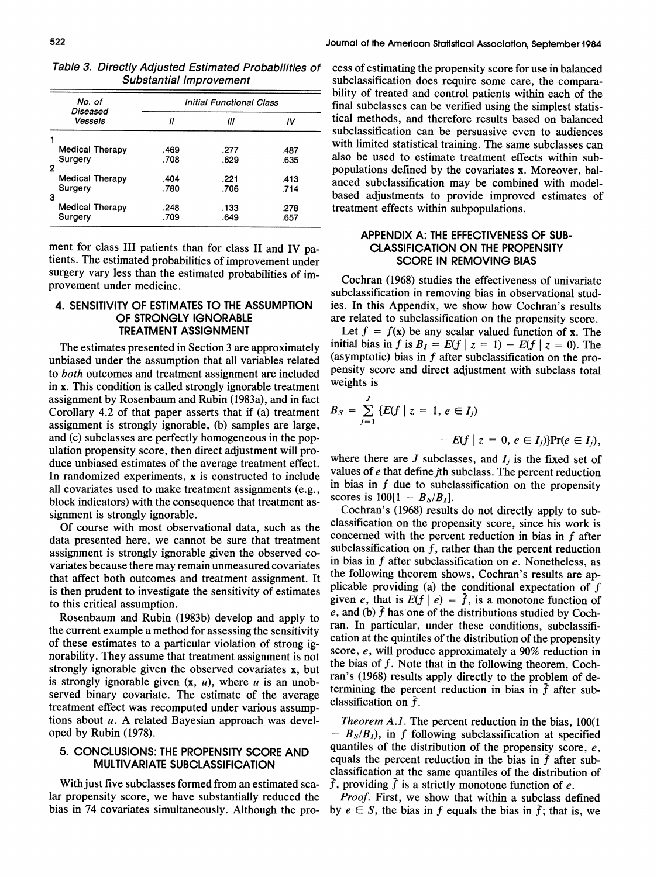Table 3. Directly Adjusted Estimated Probabilities of Substantial Improvement

| No. of Diseased Vessels | Initial Functional Class | | |
|---|---|---|---|
| | II | III | IV |
| 1 | | | |
| Medical Therapy | .469 | .277 | .487 |
| Surgery | .708 | .629 | .635 |
| 2 | | | |
| Medical Therapy | .404 | .221 | .413 |
| Surgery | .780 | .706 | .714 |
| 3 | | | |
| Medical Therapy | .248 | .133 | .278 |
| Surgery | .709 | .649 | .657 |

ment for class III patients than for class II and IV patients. The estimated probabilities of improvement under surgery vary less than the estimated probabilities of improvement under medicine.

## 4. SENSITIVITY OF ESTIMATES TO THE ASSUMPTION OF STRONGLY IGNORABLE TREATMENT ASSIGNMENT

The estimates presented in Section 3 are approximately unbiased under the assumption that all variables related to *both* outcomes and treatment assignment are included in $\mathbf{x}$. This condition is called strongly ignorable treatment assignment by Rosenbaum and Rubin (1983a), and in fact Corollary 4.2 of that paper asserts that if (a) treatment assignment is strongly ignorable, (b) samples are large, and (c) subclasses are perfectly homogeneous in the population propensity score, then direct adjustment will produce unbiased estimates of the average treatment effect. In randomized experiments, $\mathbf{x}$ is constructed to include all covariates used to make treatment assignments (e.g., block indicators) with the consequence that treatment assignment is strongly ignorable.

Of course with most observational data, such as the data presented here, we cannot be sure that treatment assignment is strongly ignorable given the observed covariates because there may remain unmeasured covariates that affect both outcomes and treatment assignment. It is then prudent to investigate the sensitivity of estimates to this critical assumption.

Rosenbaum and Rubin (1983b) develop and apply to the current example a method for assessing the sensitivity of these estimates to a particular violation of strong ignorability. They assume that treatment assignment is not strongly ignorable given the observed covariates $\mathbf{x}$, but is strongly ignorable given $(\mathbf{x}, u)$, where $u$ is an unobserved binary covariate. The estimate of the average treatment effect was recomputed under various assumptions about $u$. A related Bayesian approach was developed by Rubin (1978).

## 5. CONCLUSIONS: THE PROPENSITY SCORE AND MULTIVARIATE SUBCLASSIFICATION

With just five subclasses formed from an estimated scalar propensity score, we have substantially reduced the bias in 74 covariates simultaneously. Although the process of estimating the propensity score for use in balanced subclassification does require some care, the comparability of treated and control patients within each of the final subclasses can be verified using the simplest statistical methods, and therefore results based on balanced subclassification can be persuasive even to audiences with limited statistical training. The same subclasses can also be used to estimate treatment effects within subpopulations defined by the covariates $\mathbf{x}$. Moreover, balanced subclassification may be combined with model-based adjustments to provide improved estimates of treatment effects within subpopulations.

## APPENDIX A: THE EFFECTIVENESS OF SUBCLASSIFICATION ON THE PROPENSITY SCORE IN REMOVING BIAS

Cochran (1968) studies the effectiveness of univariate subclassification in removing bias in observational studies. In this Appendix, we show how Cochran's results are related to subclassification on the propensity score.

Let $f = f(\mathbf{x})$ be any scalar valued function of $\mathbf{x}$. The initial bias in $f$ is $B_I = E(f \mid z = 1) - E(f \mid z = 0)$. The (asymptotic) bias in $f$ after subclassification on the propensity score and direct adjustment with subclass total weights is

$$B_S = \sum_{j=1}^{J} \{E(f \mid z = 1, e \in I_j) - E(f \mid z = 0, e \in I_j)\}\Pr(e \in I_j),$$

where there are $J$ subclasses, and $I_j$ is the fixed set of values of $e$ that define $j$th subclass. The percent reduction in bias in $f$ due to subclassification on the propensity scores is $100[1 - B_S/B_I]$.

Cochran's (1968) results do not directly apply to subclassification on the propensity score, since his work is concerned with the percent reduction in bias in $f$ after subclassification on $f$, rather than the percent reduction in bias in $f$ after subclassification on $e$. Nonetheless, as the following theorem shows, Cochran's results are applicable providing (a) the conditional expectation of $f$ given $e$, that is $E(f \mid e) = \bar{f}$, is a monotone function of $e$, and (b) $\bar{f}$ has one of the distributions studied by Cochran. In particular, under these conditions, subclassification at the quintiles of the distribution of the propensity score, $e$, will produce approximately a 90% reduction in the bias of $f$. Note that in the following theorem, Cochran's (1968) results apply directly to the problem of determining the percent reduction in bias in $\bar{f}$ after subclassification on $\bar{f}$.

*Theorem A.1.* The percent reduction in the bias, $100(1 - B_S/B_I)$, in $f$ following subclassification at specified quantiles of the distribution of the propensity score, $e$, equals the percent reduction in the bias in $\bar{f}$ after subclassification at the same quantiles of the distribution of $\bar{f}$, providing $\bar{f}$ is a strictly monotone function of $e$.

*Proof.* First, we show that within a subclass defined by $e \in S$, the bias in $f$ equals the bias in $\bar{f}$; that is, we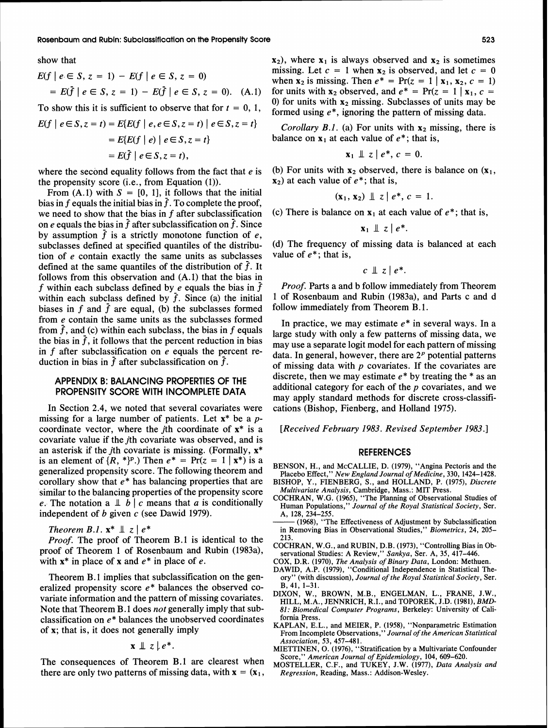show that

$$E(f \mid e \in S, z = 1) - E(f \mid e \in S, z = 0)$$
$$= E(\bar{f} \mid e \in S, z = 1) - E(\bar{f} \mid e \in S, z = 0). \quad \text{(A.1)}$$

To show this it is sufficient to observe that for $t = 0, 1$,

$$E(f \mid e \in S, z = t) = E\{E(f \mid e, e \in S, z = t) \mid e \in S, z = t\}$$
$$= E\{E(f \mid e) \mid e \in S, z = t\}$$
$$= E(\bar{f} \mid e \in S, z = t),$$

where the second equality follows from the fact that $e$ is the propensity score (i.e., from Equation (1)).

From (A.1) with $S = [0, 1]$, it follows that the initial bias in $f$ equals the initial bias in $\bar{f}$. To complete the proof, we need to show that the bias in $f$ after subclassification on $e$ equals the bias in $\bar{f}$ after subclassification on $\bar{f}$. Since by assumption $\bar{f}$ is a strictly monotone function of $e$, subclasses defined at specified quantiles of the distribution of $e$ contain exactly the same units as subclasses defined at the same quantiles of the distribution of $\bar{f}$. It follows from this observation and (A.1) that the bias in $f$ within each subclass defined by $e$ equals the bias in $\bar{f}$ within each subclass defined by $\bar{f}$. Since (a) the initial biases in $f$ and $\bar{f}$ are equal, (b) the subclasses formed from $e$ contain the same units as the subclasses formed from $\bar{f}$, and (c) within each subclass, the bias in $f$ equals the bias in $\bar{f}$, it follows that the percent reduction in bias in $f$ after subclassification on $e$ equals the percent reduction in bias in $\bar{f}$ after subclassification on $\bar{f}$.

## APPENDIX B: BALANCING PROPERTIES OF THE PROPENSITY SCORE WITH INCOMPLETE DATA

In Section 2.4, we noted that several covariates were missing for a large number of patients. Let $\mathbf{x}^*$ be a $p$-coordinate vector, where the $j$th coordinate of $\mathbf{x}^*$ is a covariate value if the $j$th covariate was observed, and is an asterisk if the $j$th covariate is missing. (Formally, $\mathbf{x}^*$ is an element of $\{R, *\}^p$.) Then $e^* = \Pr(z = 1 \mid \mathbf{x}^*)$ is a generalized propensity score. The following theorem and corollary show that $e^*$ has balancing properties that are similar to the balancing properties of the propensity score $e$. The notation $a \perp\!\!\!\perp b \mid c$ means that $a$ is conditionally independent of $b$ given $c$ (see Dawid 1979).

*Theorem B.1.* $\mathbf{x}^* \perp\!\!\!\perp z \mid e^*$

*Proof.* The proof of Theorem B.1 is identical to the proof of Theorem 1 of Rosenbaum and Rubin (1983a), with $\mathbf{x}^*$ in place of $\mathbf{x}$ and $e^*$ in place of $e$.

Theorem B.1 implies that subclassification on the generalized propensity score $e^*$ balances the observed covariate information and the pattern of missing covariates. Note that Theorem B.1 does *not* generally imply that subclassification on $e^*$ balances the unobserved coordinates of $\mathbf{x}$; that is, it does not generally imply

$$\mathbf{x} \perp\!\!\!\perp z \mid e^*.$$

The consequences of Theorem B.1 are clearest when there are only two patterns of missing data, with $\mathbf{x} = (\mathbf{x}_1, \mathbf{x}_2)$, where $\mathbf{x}_1$ is always observed and $\mathbf{x}_2$ is sometimes missing. Let $c = 1$ when $\mathbf{x}_2$ is observed, and let $c = 0$ when $\mathbf{x}_2$ is missing. Then $e^* = \Pr(z = 1 \mid \mathbf{x}_1, \mathbf{x}_2, c = 1)$ for units with $\mathbf{x}_2$ observed, and $e^* = \Pr(z = 1 \mid \mathbf{x}_1, c = 0)$ for units with $\mathbf{x}_2$ missing. Subclasses of units may be formed using $e^*$, ignoring the pattern of missing data.

*Corollary B.1.* (a) For units with $\mathbf{x}_2$ missing, there is balance on $\mathbf{x}_1$ at each value of $e^*$; that is,

$$\mathbf{x}_1 \perp\!\!\!\perp z \mid e^*, c = 0.$$

(b) For units with $\mathbf{x}_2$ observed, there is balance on $(\mathbf{x}_1, \mathbf{x}_2)$ at each value of $e^*$; that is,

$$(\mathbf{x}_1, \mathbf{x}_2) \perp\!\!\!\perp z \mid e^*, c = 1.$$

(c) There is balance on $\mathbf{x}_1$ at each value of $e^*$; that is,

$$\mathbf{x}_1 \perp\!\!\!\perp z \mid e^*.$$

(d) The frequency of missing data is balanced at each value of $e^*$; that is,

$$c \perp\!\!\!\perp z \mid e^*.$$

*Proof.* Parts a and b follow immediately from Theorem 1 of Rosenbaum and Rubin (1983a), and Parts c and d follow immediately from Theorem B.1.

In practice, we may estimate $e^*$ in several ways. In a large study with only a few patterns of missing data, we may use a separate logit model for each pattern of missing data. In general, however, there are $2^p$ potential patterns of missing data with $p$ covariates. If the covariates are discrete, then we may estimate $e^*$ by treating the * as an additional category for each of the $p$ covariates, and we may apply standard methods for discrete cross-classifications (Bishop, Fienberg, and Holland 1975).

*[Received February 1983. Revised September 1983.]*

## REFERENCES

BENSON, H., and McCALLIE, D. (1979), "Angina Pectoris and the Placebo Effect," *New England Journal of Medicine*, 330, 1424–1428.

BISHOP, Y., FIENBERG, S., and HOLLAND, P. (1975), *Discrete Multivariate Analysis*, Cambridge, Mass.: MIT Press.

COCHRAN, W.G. (1965), "The Planning of Observational Studies of Human Populations," *Journal of the Royal Statistical Society*, Ser. A, 128, 234–255.

——— (1968), "The Effectiveness of Adjustment by Subclassification in Removing Bias in Observational Studies," *Biometrics*, 24, 205–213.

COCHRAN, W.G., and RUBIN, D.B. (1973), "Controlling Bias in Observational Studies: A Review," *Sankya*, Ser. A, 35, 417–446.

COX, D.R. (1970), *The Analysis of Binary Data*, London: Methuen.

DAWID, A.P. (1979), "Conditional Independence in Statistical Theory" (with discussion), *Journal of the Royal Statistical Society*, Ser. B, 41, 1–31.

DIXON, W., BROWN, M.B., ENGELMAN, L., FRANE, J.W., HILL, M.A., JENNRICH, R.I., and TOPOREK, J.D. (1981), *BMD-81: Biomedical Computer Programs*, Berkeley: University of California Press.

KAPLAN, E.L., and MEIER, P. (1958), "Nonparametric Estimation From Incomplete Observations," *Journal of the American Statistical Association*, 53, 457–481.

MIETTINEN, O. (1976), "Stratification by a Multivariate Confounder Score," *American Journal of Epidemiology*, 104, 609–620.

MOSTELLER, C.F., and TUKEY, J.W. (1977), *Data Analysis and Regression*, Reading, Mass.: Addison-Wesley.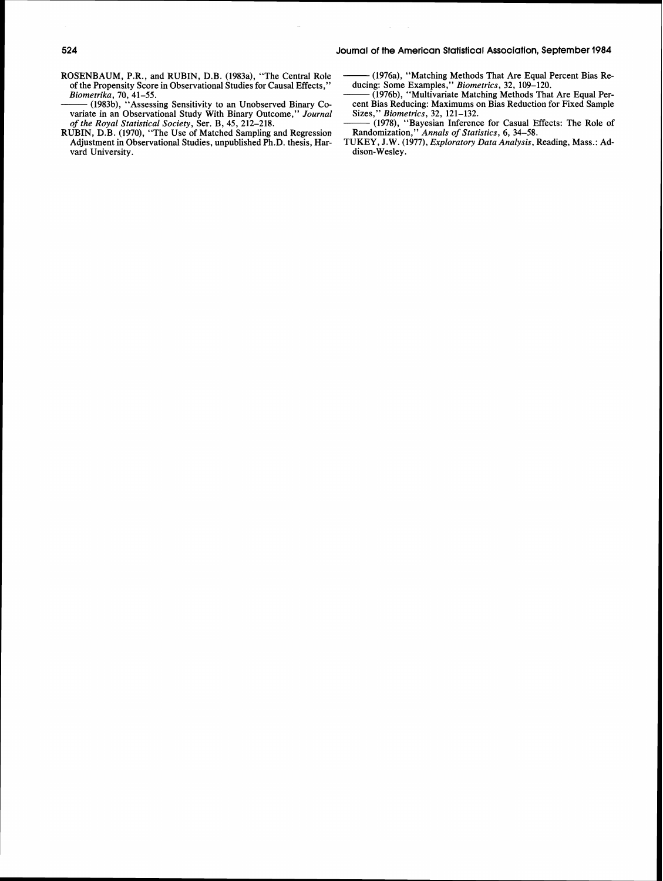ROSENBAUM, P.R., and RUBIN, D.B. (1983a), "The Central Role of the Propensity Score in Observational Studies for Causal Effects," *Biometrika*, 70, 41–55.

——— (1983b), "Assessing Sensitivity to an Unobserved Binary Covariate in an Observational Study With Binary Outcome," *Journal of the Royal Statistical Society*, Ser. B, 45, 212–218.

RUBIN, D.B. (1970), "The Use of Matched Sampling and Regression Adjustment in Observational Studies, unpublished Ph.D. thesis, Harvard University.

——— (1976a), "Matching Methods That Are Equal Percent Bias Reducing: Some Examples," *Biometrics*, 32, 109–120.

——— (1976b), "Multivariate Matching Methods That Are Equal Percent Bias Reducing: Maximums on Bias Reduction for Fixed Sample Sizes," *Biometrics*, 32, 121–132.

——— (1978), "Bayesian Inference for Casual Effects: The Role of Randomization," *Annals of Statistics*, 6, 34–58.

TUKEY, J.W. (1977), *Exploratory Data Analysis*, Reading, Mass.: Addison-Wesley.